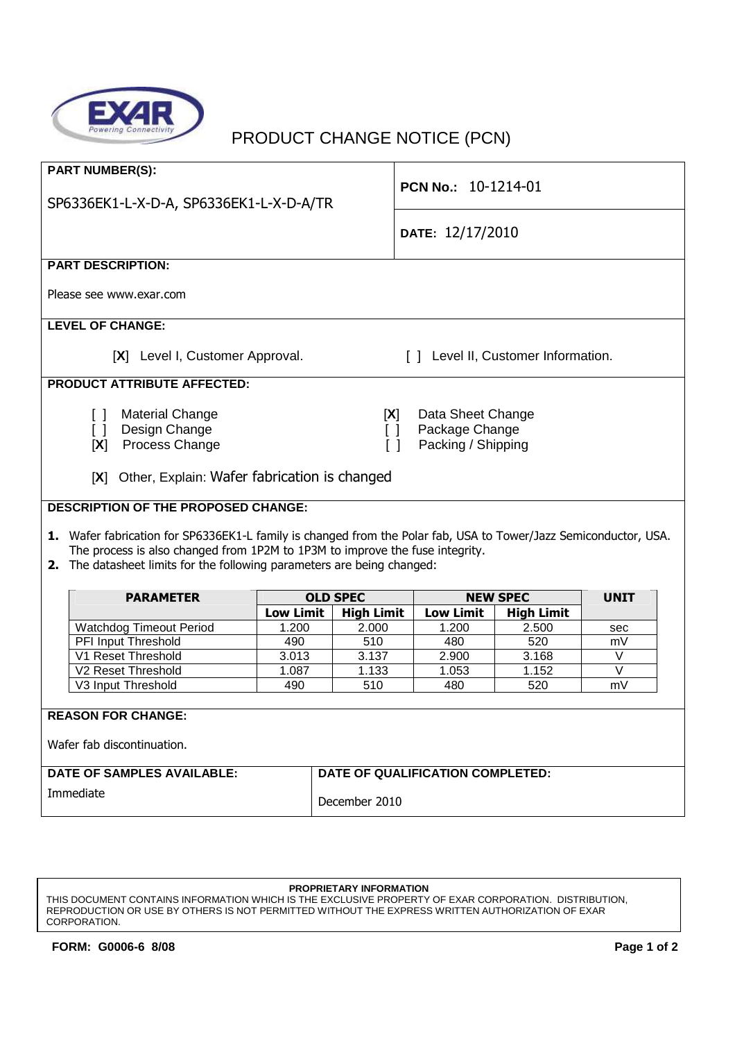EXAR Powering Connectivity

# PRODUCT CHANGE NOTICE (PCN)

**PART NUMBER(S):**

SP6336EK1-L-X-D-A, SP6336EK1-L-X-D-A/TR

**PCN No.:** 10-1214-01

**DATE:** 12/17/2010

**PART DESCRIPTION:**

Please see www.exar.com

**LEVEL OF CHANGE:**

[**X**] Level I, Customer Approval. [ ] Level II, Customer Information.

**PRODUCT ATTRIBUTE AFFECTED:**

[ ] Material Change
[ ] Design Change
[**X**] Process Change
[**X**] Data Sheet Change
[ ] Package Change
[ ] Packing / Shipping

[**X**] Other, Explain: Wafer fabrication is changed

**DESCRIPTION OF THE PROPOSED CHANGE:**

1. Wafer fabrication for SP6336EK1-L family is changed from the Polar fab, USA to Tower/Jazz Semiconductor, USA. The process is also changed from 1P2M to 1P3M to improve the fuse integrity.
2. The datasheet limits for the following parameters are being changed:

| PARAMETER | OLD SPEC | | NEW SPEC | | UNIT |
|---|---|---|---|---|---|
| | Low Limit | High Limit | Low Limit | High Limit | |
| Watchdog Timeout Period | 1.200 | 2.000 | 1.200 | 2.500 | sec |
| PFI Input Threshold | 490 | 510 | 480 | 520 | mV |
| V1 Reset Threshold | 3.013 | 3.137 | 2.900 | 3.168 | V |
| V2 Reset Threshold | 1.087 | 1.133 | 1.053 | 1.152 | V |
| V3 Input Threshold | 490 | 510 | 480 | 520 | mV |

**REASON FOR CHANGE:**

Wafer fab discontinuation.

**DATE OF SAMPLES AVAILABLE:**

Immediate

**DATE OF QUALIFICATION COMPLETED:**

December 2010

**PROPRIETARY INFORMATION**
THIS DOCUMENT CONTAINS INFORMATION WHICH IS THE EXCLUSIVE PROPERTY OF EXAR CORPORATION. DISTRIBUTION, REPRODUCTION OR USE BY OTHERS IS NOT PERMITTED WITHOUT THE EXPRESS WRITTEN AUTHORIZATION OF EXAR CORPORATION.

**FORM: G0006-6 8/08**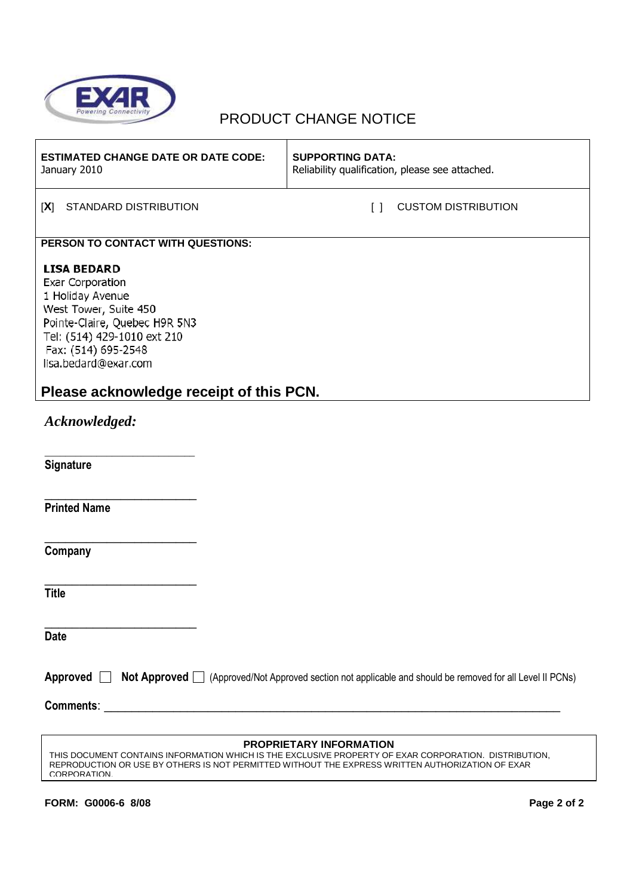# PRODUCT CHANGE NOTICE

| | |
|---|---|
| **ESTIMATED CHANGE DATE OR DATE CODE:** January 2010 | **SUPPORTING DATA:** Reliability qualification, please see attached. |
| [**X**] STANDARD DISTRIBUTION | [ ] CUSTOM DISTRIBUTION |

**PERSON TO CONTACT WITH QUESTIONS:**

**LISA BEDARD**
Exar Corporation
1 Holiday Avenue
West Tower, Suite 450
Pointe-Claire, Quebec H9R 5N3
Tel: (514) 429-1010 ext 210
Fax: (514) 695-2548
lisa.bedard@exar.com

## Please acknowledge receipt of this PCN.

***Acknowledged:***

\_\_\_\_\_\_\_\_\_\_\_\_\_\_\_\_\_\_\_\_\_\_\_\_\_
**Signature**

\_\_\_\_\_\_\_\_\_\_\_\_\_\_\_\_\_\_\_\_\_\_\_\_\_
**Printed Name**

\_\_\_\_\_\_\_\_\_\_\_\_\_\_\_\_\_\_\_\_\_\_\_\_\_
**Company**

\_\_\_\_\_\_\_\_\_\_\_\_\_\_\_\_\_\_\_\_\_\_\_\_\_
**Title**

\_\_\_\_\_\_\_\_\_\_\_\_\_\_\_\_\_\_\_\_\_\_\_\_\_
**Date**

**Approved** ☐ **Not Approved** ☐ (Approved/Not Approved section not applicable and should be removed for all Level II PCNs)

**Comments**: \_\_\_\_\_\_\_\_\_\_\_\_\_\_\_\_\_\_\_\_\_\_\_\_\_\_\_\_\_\_\_\_\_\_\_\_\_\_\_\_\_\_\_\_\_\_\_\_\_\_\_\_\_\_\_\_\_\_\_\_\_\_\_\_\_\_\_\_\_\_\_\_\_\_

**PROPRIETARY INFORMATION**

THIS DOCUMENT CONTAINS INFORMATION WHICH IS THE EXCLUSIVE PROPERTY OF EXAR CORPORATION. DISTRIBUTION, REPRODUCTION OR USE BY OTHERS IS NOT PERMITTED WITHOUT THE EXPRESS WRITTEN AUTHORIZATION OF EXAR CORPORATION.

**FORM: G0006-6 8/08**